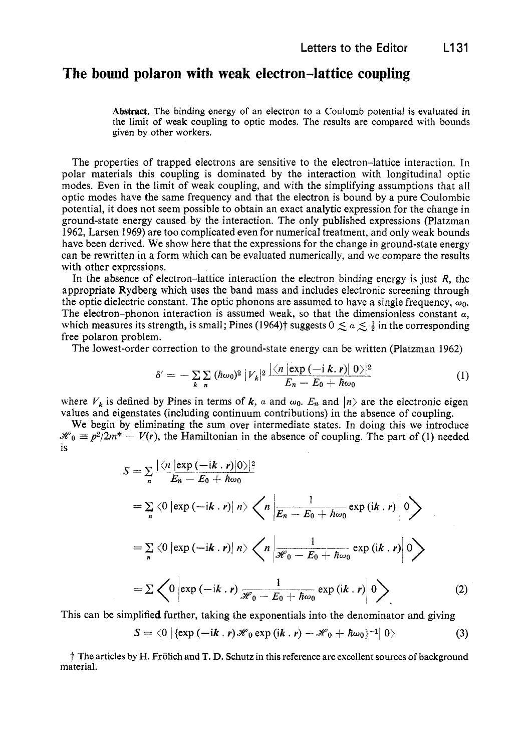# The bound polaron with weak electron–lattice coupling

**Abstract.** The binding energy of an electron to a Coulomb potential is evaluated in the limit of weak coupling to optic modes. The results are compared with bounds given by other workers.

The properties of trapped electrons are sensitive to the electron–lattice interaction. In polar materials this coupling is dominated by the interaction with longitudinal optic modes. Even in the limit of weak coupling, and with the simplifying assumptions that all optic modes have the same frequency and that the electron is bound by a pure Coulombic potential, it does not seem possible to obtain an exact analytic expression for the change in ground-state energy caused by the interaction. The only published expressions (Platzman 1962, Larsen 1969) are too complicated even for numerical treatment, and only weak bounds have been derived. We show here that the expressions for the change in ground-state energy can be rewritten in a form which can be evaluated numerically, and we compare the results with other expressions.

In the absence of electron–lattice interaction the electron binding energy is just $R$, the appropriate Rydberg which uses the band mass and includes electronic screening through the optic dielectric constant. The optic phonons are assumed to have a single frequency, $\omega_0$. The electron–phonon interaction is assumed weak, so that the dimensionless constant $\alpha$, which measures its strength, is small; Pines (1964)† suggests $0 \lesssim \alpha \lesssim \frac{1}{2}$ in the corresponding free polaron problem.

The lowest-order correction to the ground-state energy can be written (Platzman 1962)

$$\delta' = -\sum_{k}\sum_{n} (\hbar\omega_0)^2 \, |V_k|^2 \frac{|\langle n \,|\exp(-\mathrm{i}\, \boldsymbol{k}.\boldsymbol{r})|\, 0\rangle|^2}{E_n - E_0 + \hbar\omega_0} \tag{1}$$

where $V_k$ is defined by Pines in terms of $\boldsymbol{k}$, $\alpha$ and $\omega_0$. $E_n$ and $|n\rangle$ are the electronic eigen values and eigenstates (including continuum contributions) in the absence of coupling.

We begin by eliminating the sum over intermediate states. In doing this we introduce $\mathscr{H}_0 \equiv p^2/2m^* + V(r)$, the Hamiltonian in the absence of coupling. The part of (1) needed is

$$\begin{aligned}
S &= \sum_n \frac{|\langle n\,|\exp(-\mathrm{i}\boldsymbol{k}.\boldsymbol{r})|0\rangle|^2}{E_n - E_0 + \hbar\omega_0} \\
&= \sum_n \langle 0\,|\exp(-\mathrm{i}\boldsymbol{k}.\boldsymbol{r})|\, n\rangle \left\langle n \left| \frac{1}{E_n - E_0 + \hbar\omega_0} \exp(\mathrm{i}\boldsymbol{k}.\boldsymbol{r}) \right| 0 \right\rangle \\
&= \sum_n \langle 0\,|\exp(-\mathrm{i}\boldsymbol{k}.\boldsymbol{r})|\, n\rangle \left\langle n \left| \frac{1}{\mathscr{H}_0 - E_0 + \hbar\omega_0} \exp(\mathrm{i}\boldsymbol{k}.\boldsymbol{r}) \right| 0 \right\rangle \\
&= \sum \left\langle 0 \left| \exp(-\mathrm{i}\boldsymbol{k}.\boldsymbol{r}) \frac{1}{\mathscr{H}_0 - E_0 + \hbar\omega_0} \exp(\mathrm{i}\boldsymbol{k}.\boldsymbol{r}) \right| 0 \right\rangle.
\end{aligned} \tag{2}$$

This can be simplified further, taking the exponentials into the denominator and giving

$$S = \langle 0\,|\{\exp(-\mathrm{i}\boldsymbol{k}.\boldsymbol{r})\mathscr{H}_0 \exp(\mathrm{i}\boldsymbol{k}.\boldsymbol{r}) - \mathscr{H}_0 + \hbar\omega_0\}^{-1}|\, 0\rangle \tag{3}$$

† The articles by H. Frölich and T. D. Schutz in this reference are excellent sources of background material.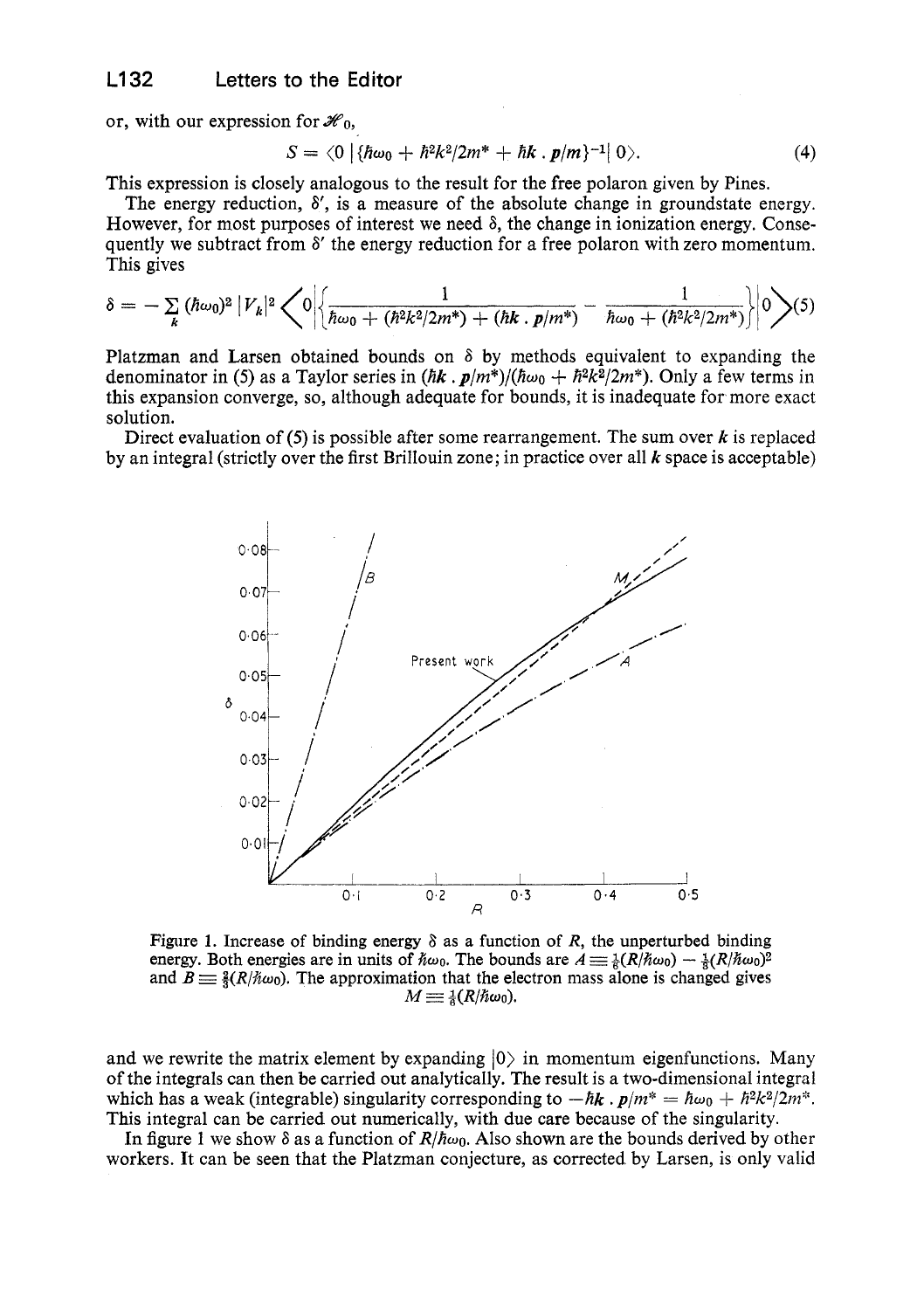or, with our expression for $\mathscr{H}_0$,

$$S = \langle 0 \,|\{\hbar\omega_0 + \hbar^2k^2/2m^* + \hbar \boldsymbol{k} \,.\, \boldsymbol{p}/m\}^{-1}|\, 0\rangle. \tag{4}$$

This expression is closely analogous to the result for the free polaron given by Pines.

The energy reduction, $\delta'$, is a measure of the absolute change in groundstate energy. However, for most purposes of interest we need $\delta$, the change in ionization energy. Consequently we subtract from $\delta'$ the energy reduction for a free polaron with zero momentum. This gives

$$\delta = -\sum_k (\hbar\omega_0)^2 \,|V_k|^2 \left\langle 0 \left| \left\{ \frac{1}{\hbar\omega_0 + (\hbar^2k^2/2m^*) + (\hbar \boldsymbol{k} \,.\, \boldsymbol{p}/m^*)} - \frac{1}{\hbar\omega_0 + (\hbar^2k^2/2m^*)} \right\} \right| 0 \right\rangle \tag{5}$$

Platzman and Larsen obtained bounds on $\delta$ by methods equivalent to expanding the denominator in (5) as a Taylor series in $(\hbar \boldsymbol{k} \,.\, \boldsymbol{p}/m^*)/(\hbar\omega_0 + \hbar^2k^2/2m^*)$. Only a few terms in this expansion converge, so, although adequate for bounds, it is inadequate for more exact solution.

Direct evaluation of (5) is possible after some rearrangement. The sum over $\boldsymbol{k}$ is replaced by an integral (strictly over the first Brillouin zone; in practice over all $\boldsymbol{k}$ space is acceptable)

Figure 1. Increase of binding energy $\delta$ as a function of $R$, the unperturbed binding energy. Both energies are in units of $\hbar\omega_0$. The bounds are $A \equiv \frac{1}{6}(R/\hbar\omega_0) - \frac{1}{8}(R/\hbar\omega_0)^2$ and $B \equiv \frac{2}{3}(R/\hbar\omega_0)$. The approximation that the electron mass alone is changed gives $M \equiv \frac{1}{6}(R/\hbar\omega_0)$.

and we rewrite the matrix element by expanding $|0\rangle$ in momentum eigenfunctions. Many of the integrals can then be carried out analytically. The result is a two-dimensional integral which has a weak (integrable) singularity corresponding to $-\hbar \boldsymbol{k} \,.\, \boldsymbol{p}/m^* = \hbar\omega_0 + \hbar^2k^2/2m^*$. This integral can be carried out numerically, with due care because of the singularity.

In figure 1 we show $\delta$ as a function of $R/\hbar\omega_0$. Also shown are the bounds derived by other workers. It can be seen that the Platzman conjecture, as corrected by Larsen, is only valid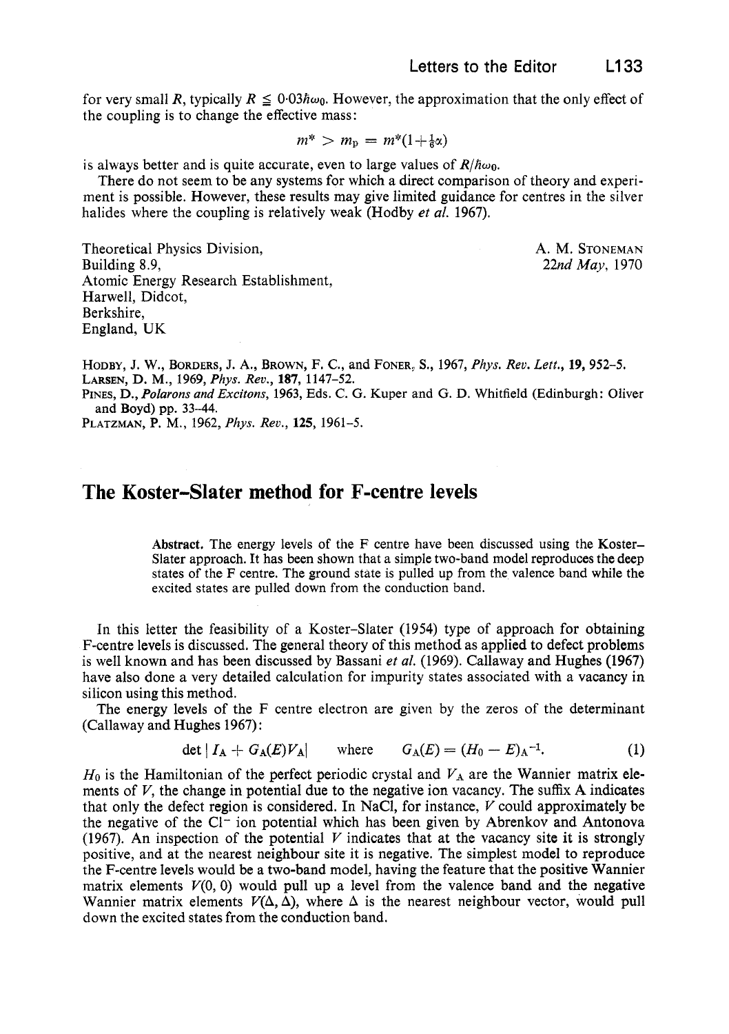for very small $R$, typically $R \leq 0{\cdot}03\hbar\omega_0$. However, the approximation that the only effect of the coupling is to change the effective mass:

$$m^* > m_\mathrm{p} = m^*(1+\tfrac{1}{6}\alpha)$$

is always better and is quite accurate, even to large values of $R/\hbar\omega_0$.

There do not seem to be any systems for which a direct comparison of theory and experiment is possible. However, these results may give limited guidance for centres in the silver halides where the coupling is relatively weak (Hodby *et al.* 1967).

Theoretical Physics Division,
Building 8.9,
Atomic Energy Research Establishment,
Harwell, Didcot,
Berkshire,
England, UK

A. M. Stoneman
*22nd May*, 1970

Hodby, J. W., Borders, J. A., Brown, F. C., and Foner, S., 1967, *Phys. Rev. Lett.*, **19**, 952–5.
Larsen, D. M., 1969, *Phys. Rev.*, **187**, 1147–52.
Pines, D., *Polarons and Excitons*, 1963, Eds. C. G. Kuper and G. D. Whitfield (Edinburgh: Oliver and Boyd) pp. 33–44.
Platzman, P. M., 1962, *Phys. Rev.*, **125**, 1961–5.

# The Koster–Slater method for F-centre levels

**Abstract.** The energy levels of the F centre have been discussed using the Koster–Slater approach. It has been shown that a simple two-band model reproduces the deep states of the F centre. The ground state is pulled up from the valence band while the excited states are pulled down from the conduction band.

In this letter the feasibility of a Koster–Slater (1954) type of approach for obtaining F-centre levels is discussed. The general theory of this method as applied to defect problems is well known and has been discussed by Bassani *et al.* (1969). Callaway and Hughes (1967) have also done a very detailed calculation for impurity states associated with a vacancy in silicon using this method.

The energy levels of the F centre electron are given by the zeros of the determinant (Callaway and Hughes 1967):

$$\det |I_\mathrm{A} + G_\mathrm{A}(E)V_\mathrm{A}| \qquad \text{where} \qquad G_\mathrm{A}(E) = (H_0 - E)_\mathrm{A}{}^{-1}. \tag{1}$$

$H_0$ is the Hamiltonian of the perfect periodic crystal and $V_\mathrm{A}$ are the Wannier matrix elements of $V$, the change in potential due to the negative ion vacancy. The suffix A indicates that only the defect region is considered. In NaCl, for instance, $V$ could approximately be the negative of the $Cl^-$ ion potential which has been given by Abrenkov and Antonova (1967). An inspection of the potential $V$ indicates that at the vacancy site it is strongly positive, and at the nearest neighbour site it is negative. The simplest model to reproduce the F-centre levels would be a two-band model, having the feature that the positive Wannier matrix elements $V(0, 0)$ would pull up a level from the valence band and the negative Wannier matrix elements $V(\Delta, \Delta)$, where $\Delta$ is the nearest neighbour vector, would pull down the excited states from the conduction band.